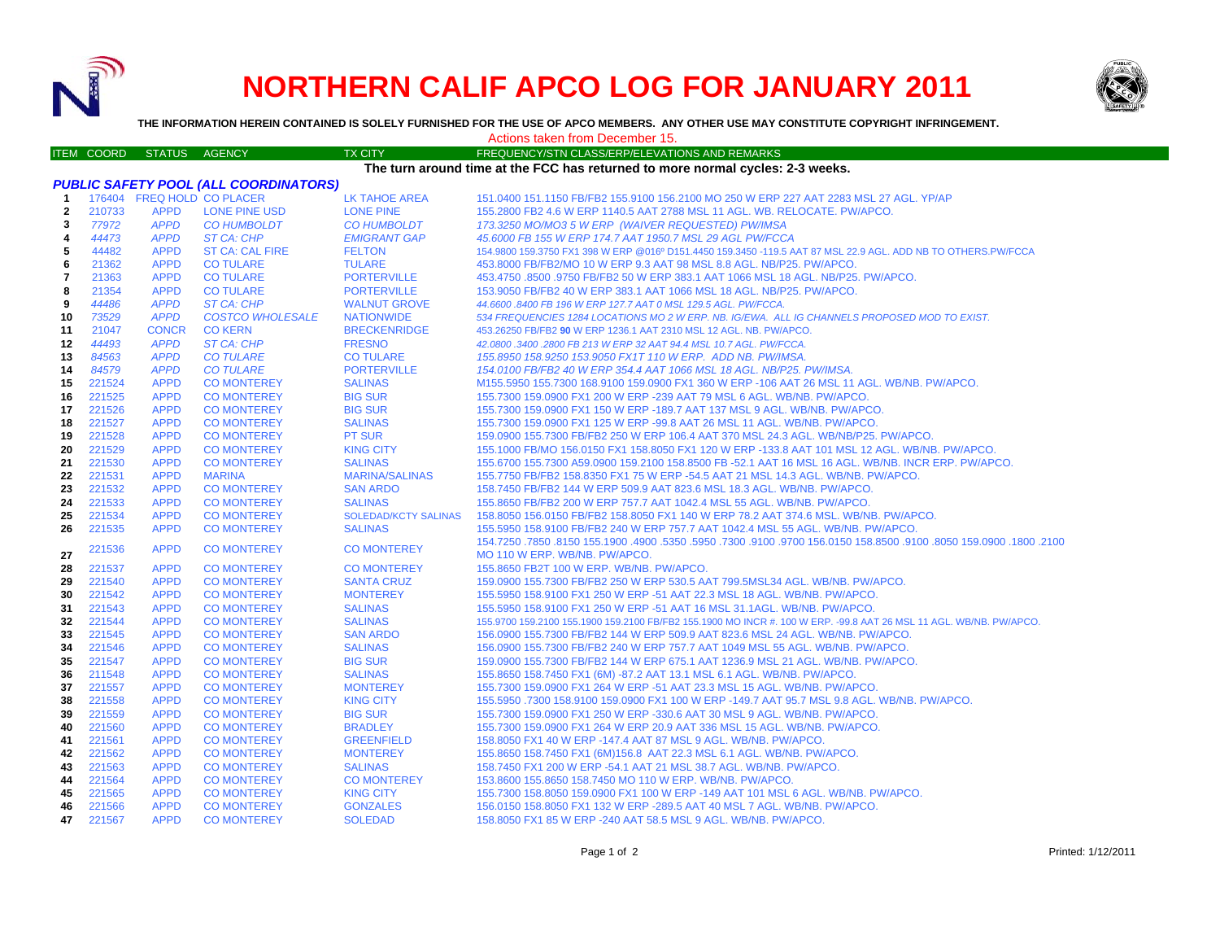# NORTHERN CALIF APCO LOG FOR JANUARY 2011

**THE INFORMATION HEREIN CONTAINED IS SOLELY FURNISHED FOR THE USE OF APCO MEMBERS. ANY OTHER USE MAY CONSTITUTE COPYRIGHT INFRINGEMENT.**

Actions taken from December 15.

**The turn around time at the FCC has returned to more normal cycles: 2-3 weeks.**

### *PUBLIC SAFETY POOL (ALL COORDINATORS)*

| ITEM | COORD | STATUS | AGENCY | TX CITY | FREQUENCY/STN CLASS/ERP/ELEVATIONS AND REMARKS |
|---|---|---|---|---|---|
| 1 | 176404 | FREQ HOLD | CO PLACER | LK TAHOE AREA | 151.0400 151.1150 FB/FB2 155.9100 156.2100 MO 250 W ERP 227 AAT 2283 MSL 27 AGL. YP/AP |
| 2 | 210733 | APPD | LONE PINE USD | LONE PINE | 155.2800 FB2 4.6 W ERP 1140.5 AAT 2788 MSL 11 AGL. WB. RELOCATE. PW/APCO. |
| 3 | *77972* | *APPD* | *CO HUMBOLDT* | *CO HUMBOLDT* | *173.3250 MO/MO3 5 W ERP (WAIVER REQUESTED) PW/IMSA* |
| 4 | *44473* | *APPD* | *ST CA: CHP* | *EMIGRANT GAP* | *45.6000 FB 155 W ERP 174.7 AAT 1950.7 MSL 29 AGL PW/FCCA* |
| 5 | 44482 | APPD | ST CA: CAL FIRE | FELTON | 154.9800 159.3750 FX1 398 W ERP @016º D151.4450 159.3450 -119.5 AAT 87 MSL 22.9 AGL. ADD NB TO OTHERS.PW/FCCA |
| 6 | 21362 | APPD | CO TULARE | TULARE | 453.8000 FB/FB2/MO 10 W ERP 9.3 AAT 98 MSL 8.8 AGL. NB/P25. PW/APCO. |
| 7 | 21363 | APPD | CO TULARE | PORTERVILLE | 453.4750 .8500 .9750 FB/FB2 50 W ERP 383.1 AAT 1066 MSL 18 AGL. NB/P25. PW/APCO. |
| 8 | 21354 | APPD | CO TULARE | PORTERVILLE | 153.9050 FB/FB2 40 W ERP 383.1 AAT 1066 MSL 18 AGL. NB/P25. PW/APCO. |
| 9 | *44486* | *APPD* | *ST CA: CHP* | *WALNUT GROVE* | *44.6600 .8400 FB 196 W ERP 127.7 AAT 0 MSL 129.5 AGL. PW/FCCA.* |
| 10 | *73529* | *APPD* | *COSTCO WHOLESALE* | *NATIONWIDE* | *534 FREQUENCIES 1284 LOCATIONS MO 2 W ERP. NB. IG/EWA. ALL IG CHANNELS PROPOSED MOD TO EXIST.* |
| 11 | 21047 | CONCR | CO KERN | BRECKENRIDGE | 453.26250 FB/FB2 **90** W ERP 1236.1 AAT 2310 MSL 12 AGL. NB. PW/APCO. |
| 12 | *44493* | *APPD* | *ST CA: CHP* | *FRESNO* | *42.0800 .3400 .2800 FB 213 W ERP 32 AAT 94.4 MSL 10.7 AGL. PW/FCCA.* |
| 13 | *84563* | *APPD* | *CO TULARE* | *CO TULARE* | *155.8950 158.9250 153.9050 FX1T 110 W ERP. ADD NB. PW/IMSA.* |
| 14 | *84579* | *APPD* | *CO TULARE* | *PORTERVILLE* | *154.0100 FB/FB2 40 W ERP 354.4 AAT 1066 MSL 18 AGL. NB/P25. PW/IMSA.* |
| 15 | 221524 | APPD | CO MONTEREY | SALINAS | M155.5950 155.7300 168.9100 159.0900 FX1 360 W ERP -106 AAT 26 MSL 11 AGL. WB/NB. PW/APCO. |
| 16 | 221525 | APPD | CO MONTEREY | BIG SUR | 155.7300 159.0900 FX1 200 W ERP -239 AAT 79 MSL 6 AGL. WB/NB. PW/APCO. |
| 17 | 221526 | APPD | CO MONTEREY | BIG SUR | 155.7300 159.0900 FX1 150 W ERP -189.7 AAT 137 MSL 9 AGL. WB/NB. PW/APCO. |
| 18 | 221527 | APPD | CO MONTEREY | SALINAS | 155.7300 159.0900 FX1 125 W ERP -99.8 AAT 26 MSL 11 AGL. WB/NB. PW/APCO. |
| 19 | 221528 | APPD | CO MONTEREY | PT SUR | 159.0900 155.7300 FB/FB2 250 W ERP 106.4 AAT 370 MSL 24.3 AGL. WB/NB/P25. PW/APCO. |
| 20 | 221529 | APPD | CO MONTEREY | KING CITY | 155.1000 FB/MO 156.0150 FX1 158.8050 FX1 120 W ERP -133.8 AAT 101 MSL 12 AGL. WB/NB. PW/APCO. |
| 21 | 221530 | APPD | CO MONTEREY | SALINAS | 155.6700 155.7300 A59.0900 159.2100 158.8500 FB -52.1 AAT 16 MSL 16 AGL. WB/NB. INCR ERP. PW/APCO. |
| 22 | 221531 | APPD | MARINA | MARINA/SALINAS | 155.7750 FB/FB2 158.8350 FX1 75 W ERP -54.5 AAT 21 MSL 14.3 AGL. WB/NB. PW/APCO. |
| 23 | 221532 | APPD | CO MONTEREY | SAN ARDO | 158.7450 FB/FB2 144 W ERP 509.9 AAT 823.6 MSL 18.3 AGL. WB/NB. PW/APCO. |
| 24 | 221533 | APPD | CO MONTEREY | SALINAS | 155.8650 FB/FB2 200 W ERP 757.7 AAT 1042.4 MSL 55 AGL. WB/NB. PW/APCO. |
| 25 | 221534 | APPD | CO MONTEREY | SOLEDAD/KCTY SALINAS | 158.8050 156.0150 FB/FB2 158.8050 FX1 140 W ERP 78.2 AAT 374.6 MSL. WB/NB. PW/APCO. |
| 26 | 221535 | APPD | CO MONTEREY | SALINAS | 155.5950 158.9100 FB/FB2 240 W ERP 757.7 AAT 1042.4 MSL 55 AGL. WB/NB. PW/APCO. |
| 27 | 221536 | APPD | CO MONTEREY | CO MONTEREY | 154.7250 .7850 .8150 155.1900 .4900 .5350 .5950 .7300 .9100 .9700 156.0150 158.8500 .9100 .8050 159.0900 .1800 .2100 MO 110 W ERP. WB/NB. PW/APCO. |
| 28 | 221537 | APPD | CO MONTEREY | CO MONTEREY | 155.8650 FB2T 100 W ERP. WB/NB. PW/APCO. |
| 29 | 221540 | APPD | CO MONTEREY | SANTA CRUZ | 159.0900 155.7300 FB/FB2 250 W ERP 530.5 AAT 799.5MSL34 AGL. WB/NB. PW/APCO. |
| 30 | 221542 | APPD | CO MONTEREY | MONTEREY | 155.5950 158.9100 FX1 250 W ERP -51 AAT 22.3 MSL 18 AGL. WB/NB. PW/APCO. |
| 31 | 221543 | APPD | CO MONTEREY | SALINAS | 155.5950 158.9100 FX1 250 W ERP -51 AAT 16 MSL 31.1AGL. WB/NB. PW/APCO. |
| 32 | 221544 | APPD | CO MONTEREY | SALINAS | 155.9700 159.2100 155.1900 159.2100 FB/FB2 155.1900 MO INCR #. 100 W ERP. -99.8 AAT 26 MSL 11 AGL. WB/NB. PW/APCO. |
| 33 | 221545 | APPD | CO MONTEREY | SAN ARDO | 156.0900 155.7300 FB/FB2 144 W ERP 509.9 AAT 823.6 MSL 24 AGL. WB/NB. PW/APCO. |
| 34 | 221546 | APPD | CO MONTEREY | SALINAS | 156.0900 155.7300 FB/FB2 240 W ERP 757.7 AAT 1049 MSL 55 AGL. WB/NB. PW/APCO. |
| 35 | 221547 | APPD | CO MONTEREY | BIG SUR | 159.0900 155.7300 FB/FB2 144 W ERP 675.1 AAT 1236.9 MSL 21 AGL. WB/NB. PW/APCO. |
| 36 | 211548 | APPD | CO MONTEREY | SALINAS | 155.8650 158.7450 FX1 (6M) -87.2 AAT 13.1 MSL 6.1 AGL. WB/NB. PW/APCO. |
| 37 | 221557 | APPD | CO MONTEREY | MONTEREY | 155.7300 159.0900 FX1 264 W ERP -51 AAT 23.3 MSL 15 AGL. WB/NB. PW/APCO. |
| 38 | 221558 | APPD | CO MONTEREY | KING CITY | 155.5950 .7300 158.9100 159.0900 FX1 100 W ERP -149.7 AAT 95.7 MSL 9.8 AGL. WB/NB. PW/APCO. |
| 39 | 221559 | APPD | CO MONTEREY | BIG SUR | 155.7300 159.0900 FX1 250 W ERP -330.6 AAT 30 MSL 9 AGL. WB/NB. PW/APCO. |
| 40 | 221560 | APPD | CO MONTEREY | BRADLEY | 155.7300 159.0900 FX1 264 W ERP 20.9 AAT 336 MSL 15 AGL. WB/NB. PW/APCO. |
| 41 | 221561 | APPD | CO MONTEREY | GREENFIELD | 158.8050 FX1 40 W ERP -147.4 AAT 87 MSL 9 AGL. WB/NB. PW/APCO. |
| 42 | 221562 | APPD | CO MONTEREY | MONTEREY | 155.8650 158.7450 FX1 (6M)156.8 AAT 22.3 MSL 6.1 AGL. WB/NB. PW/APCO. |
| 43 | 221563 | APPD | CO MONTEREY | SALINAS | 158.7450 FX1 200 W ERP -54.1 AAT 21 MSL 38.7 AGL. WB/NB. PW/APCO. |
| 44 | 221564 | APPD | CO MONTEREY | CO MONTEREY | 153.8600 155.8650 158.7450 MO 110 W ERP. WB/NB. PW/APCO. |
| 45 | 221565 | APPD | CO MONTEREY | KING CITY | 155.7300 158.8050 159.0900 FX1 100 W ERP -149 AAT 101 MSL 6 AGL. WB/NB. PW/APCO. |
| 46 | 221566 | APPD | CO MONTEREY | GONZALES | 156.0150 158.8050 FX1 132 W ERP -289.5 AAT 40 MSL 7 AGL. WB/NB. PW/APCO. |
| 47 | 221567 | APPD | CO MONTEREY | SOLEDAD | 158.8050 FX1 85 W ERP -240 AAT 58.5 MSL 9 AGL. WB/NB. PW/APCO. |

Printed: 1/12/2011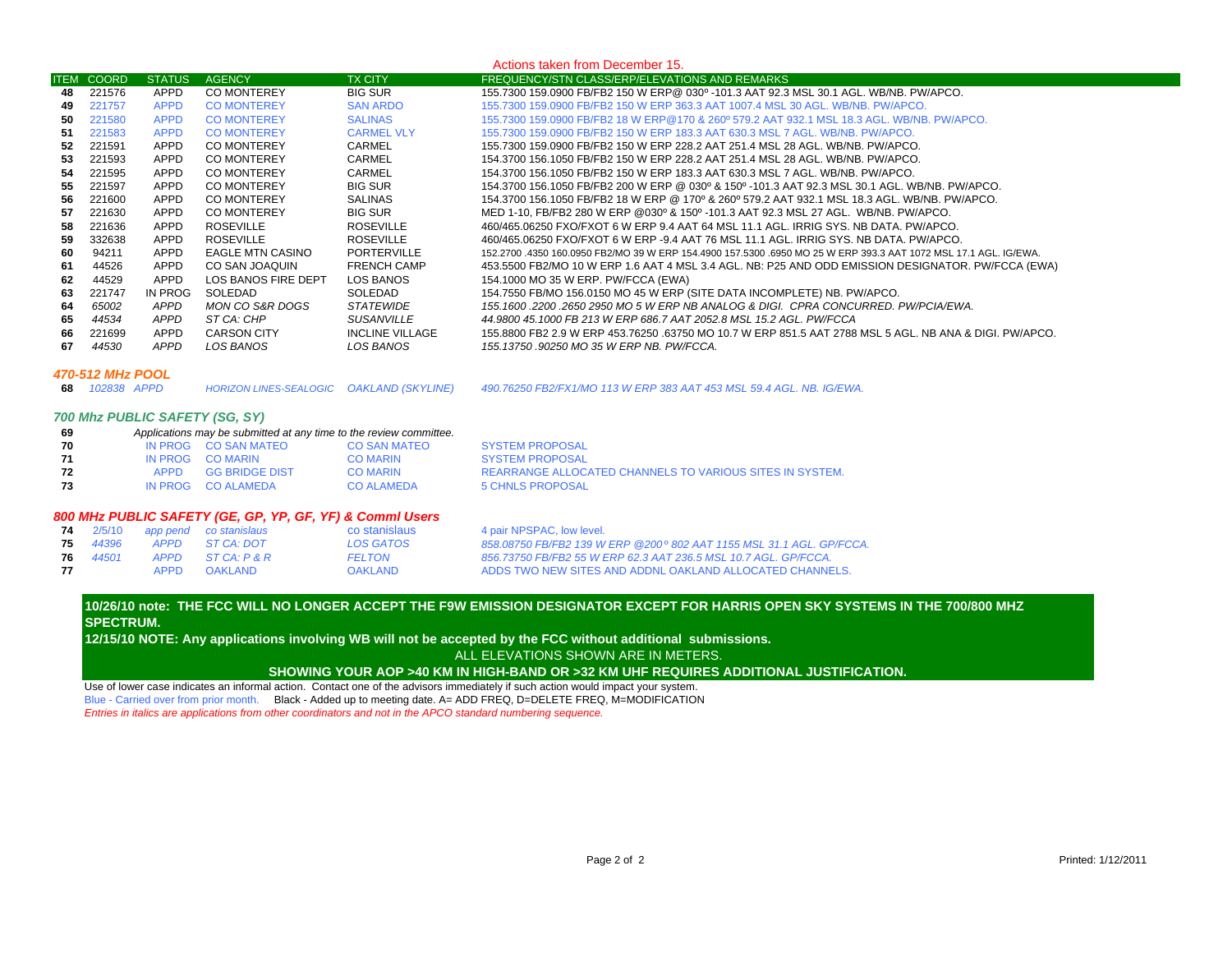Actions taken from December 15.

| ITEM | COORD | STATUS | AGENCY | TX CITY | FREQUENCY/STN CLASS/ERP/ELEVATIONS AND REMARKS |
|---|---|---|---|---|---|
| 48 | 221576 | APPD | CO MONTEREY | BIG SUR | 155.7300 159.0900 FB/FB2 150 W ERP@ 030º -101.3 AAT 92.3 MSL 30.1 AGL. WB/NB. PW/APCO. |
| 49 | 221757 | APPD | CO MONTEREY | SAN ARDO | 155.7300 159.0900 FB/FB2 150 W ERP 363.3 AAT 1007.4 MSL 30 AGL. WB/NB. PW/APCO. |
| 50 | 221580 | APPD | CO MONTEREY | SALINAS | 155.7300 159.0900 FB/FB2 18 W ERP@170 & 260º 579.2 AAT 932.1 MSL 18.3 AGL. WB/NB. PW/APCO. |
| 51 | 221583 | APPD | CO MONTEREY | CARMEL VLY | 155.7300 159.0900 FB/FB2 150 W ERP 183.3 AAT 630.3 MSL 7 AGL. WB/NB. PW/APCO. |
| 52 | 221591 | APPD | CO MONTEREY | CARMEL | 155.7300 159.0900 FB/FB2 150 W ERP 228.2 AAT 251.4 MSL 28 AGL. WB/NB. PW/APCO. |
| 53 | 221593 | APPD | CO MONTEREY | CARMEL | 154.3700 156.1050 FB/FB2 150 W ERP 228.2 AAT 251.4 MSL 28 AGL. WB/NB. PW/APCO. |
| 54 | 221595 | APPD | CO MONTEREY | CARMEL | 154.3700 156.1050 FB/FB2 150 W ERP 183.3 AAT 630.3 MSL 7 AGL. WB/NB. PW/APCO. |
| 55 | 221597 | APPD | CO MONTEREY | BIG SUR | 154.3700 156.1050 FB/FB2 200 W ERP @ 030º & 150º -101.3 AAT 92.3 MSL 30.1 AGL. WB/NB. PW/APCO. |
| 56 | 221600 | APPD | CO MONTEREY | SALINAS | 154.3700 156.1050 FB/FB2 18 W ERP @ 170º & 260º 579.2 AAT 932.1 MSL 18.3 AGL. WB/NB. PW/APCO. |
| 57 | 221630 | APPD | CO MONTEREY | BIG SUR | MED 1-10, FB/FB2 280 W ERP @030º & 150º -101.3 AAT 92.3 MSL 27 AGL. WB/NB. PW/APCO. |
| 58 | 221636 | APPD | ROSEVILLE | ROSEVILLE | 460/465.06250 FXO/FXOT 6 W ERP 9.4 AAT 64 MSL 11.1 AGL. IRRIG SYS. NB DATA. PW/APCO. |
| 59 | 332638 | APPD | ROSEVILLE | ROSEVILLE | 460/465.06250 FXO/FXOT 6 W ERP -9.4 AAT 76 MSL 11.1 AGL. IRRIG SYS. NB DATA. PW/APCO. |
| 60 | 94211 | APPD | EAGLE MTN CASINO | PORTERVILLE | 152.2700 .4350 160.0950 FB2/MO 39 W ERP 154.4900 157.5300 .6950 MO 25 W ERP 393.3 AAT 1072 MSL 17.1 AGL. IG/EWA. |
| 61 | 44526 | APPD | CO SAN JOAQUIN | FRENCH CAMP | 453.5500 FB2/MO 10 W ERP 1.6 AAT 4 MSL 3.4 AGL. NB: P25 AND ODD EMISSION DESIGNATOR. PW/FCCA (EWA) |
| 62 | 44529 | APPD | LOS BANOS FIRE DEPT | LOS BANOS | 154.1000 MO 35 W ERP. PW/FCCA (EWA) |
| 63 | 221747 | IN PROG | SOLEDAD | SOLEDAD | 154.7550 FB/MO 156.0150 MO 45 W ERP (SITE DATA INCOMPLETE) NB. PW/APCO. |
| 64 | *65002* | *APPD* | *MON CO S&R DOGS* | *STATEWIDE* | *155.1600 .2200 .2650 2950 MO 5 W ERP NB ANALOG & DIGI. CPRA CONCURRED. PW/PCIA/EWA.* |
| 65 | *44534* | *APPD* | *ST CA: CHP* | *SUSANVILLE* | *44.9800 45.1000 FB 213 W ERP 686.7 AAT 2052.8 MSL 15.2 AGL. PW/FCCA* |
| 66 | 221699 | APPD | CARSON CITY | INCLINE VILLAGE | 155.8800 FB2 2.9 W ERP 453.76250 .63750 MO 10.7 W ERP 851.5 AAT 2788 MSL 5 AGL. NB ANA & DIGI. PW/APCO. |
| 67 | *44530* | *APPD* | *LOS BANOS* | *LOS BANOS* | *155.13750 .90250 MO 35 W ERP NB. PW/FCCA.* |
| | | | ***470-512 MHz POOL*** | | |
| 68 | *102838* | *APPD* | *HORIZON LINES-SEALOGIC* | *OAKLAND (SKYLINE)* | *490.76250 FB2/FX1/MO 113 W ERP 383 AAT 453 MSL 59.4 AGL. NB. IG/EWA.* |
| | | | ***700 Mhz PUBLIC SAFETY (SG, SY)*** | | |
| 69 | | | *Applications may be submitted at any time to the review committee.* | | |
| 70 | | IN PROG | CO SAN MATEO | CO SAN MATEO | SYSTEM PROPOSAL |
| 71 | | IN PROG | CO MARIN | CO MARIN | SYSTEM PROPOSAL |
| 72 | | APPD | GG BRIDGE DIST | CO MARIN | REARRANGE ALLOCATED CHANNELS TO VARIOUS SITES IN SYSTEM. |
| 73 | | IN PROG | CO ALAMEDA | CO ALAMEDA | 5 CHNLS PROPOSAL |
| | | | ***800 MHz PUBLIC SAFETY (GE, GP, YP, GF, YF) & Comml Users*** | | |
| 74 | *2/5/10* | *app pend* | *co stanislaus* | co stanislaus | 4 pair NPSPAC, low level. |
| 75 | *44396* | *APPD* | *ST CA: DOT* | *LOS GATOS* | *858.08750 FB/FB2 139 W ERP @200º 802 AAT 1155 MSL 31.1 AGL. GP/FCCA.* |
| 76 | *44501* | *APPD* | *ST CA: P & R* | *FELTON* | *856.73750 FB/FB2 55 W ERP 62.3 AAT 236.5 MSL 10.7 AGL. GP/FCCA.* |
| 77 | | APPD | OAKLAND | OAKLAND | ADDS TWO NEW SITES AND ADDNL OAKLAND ALLOCATED CHANNELS. |

**10/26/10 note: THE FCC WILL NO LONGER ACCEPT THE F9W EMISSION DESIGNATOR EXCEPT FOR HARRIS OPEN SKY SYSTEMS IN THE 700/800 MHZ SPECTRUM.**

**12/15/10 NOTE: Any applications involving WB will not be accepted by the FCC without additional submissions.**

ALL ELEVATIONS SHOWN ARE IN METERS.

**SHOWING YOUR AOP >40 KM IN HIGH-BAND OR >32 KM UHF REQUIRES ADDITIONAL JUSTIFICATION.**

Use of lower case indicates an informal action. Contact one of the advisors immediately if such action would impact your system.

Blue - Carried over from prior month. Black - Added up to meeting date. A= ADD FREQ, D=DELETE FREQ, M=MODIFICATION

*Entries in italics are applications from other coordinators and not in the APCO standard numbering sequence.*

Printed: 1/12/2011